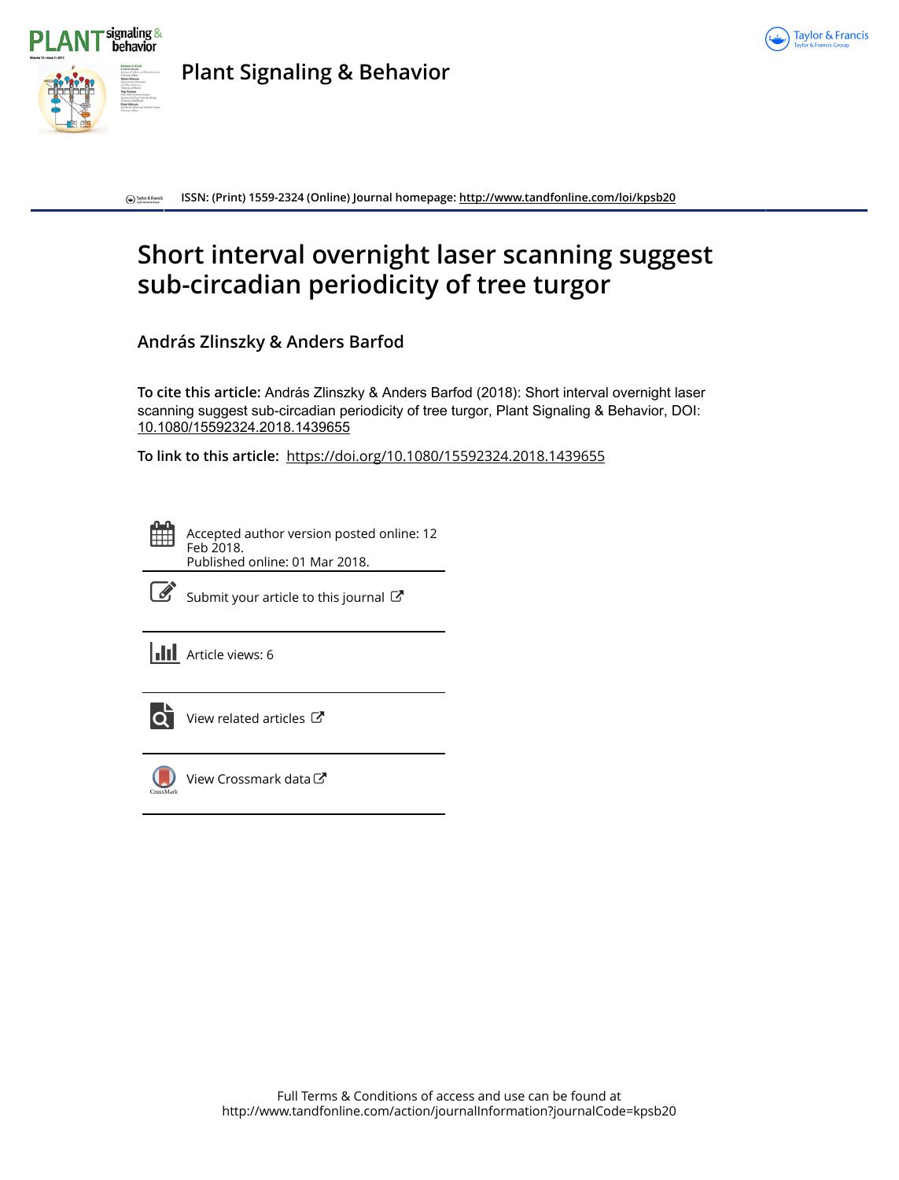# Plant Signaling & Behavior

ISSN: (Print) 1559-2324 (Online) Journal homepage: http://www.tandfonline.com/loi/kpsb20

# Short interval overnight laser scanning suggest sub-circadian periodicity of tree turgor

## András Zlinszky & Anders Barfod

**To cite this article:** András Zlinszky & Anders Barfod (2018): Short interval overnight laser scanning suggest sub-circadian periodicity of tree turgor, Plant Signaling & Behavior, DOI: 10.1080/15592324.2018.1439655

**To link to this article:** https://doi.org/10.1080/15592324.2018.1439655

Accepted author version posted online: 12 Feb 2018.
Published online: 01 Mar 2018.

Submit your article to this journal

Article views: 6

View related articles

View Crossmark data

Full Terms & Conditions of access and use can be found at
http://www.tandfonline.com/action/journalInformation?journalCode=kpsb20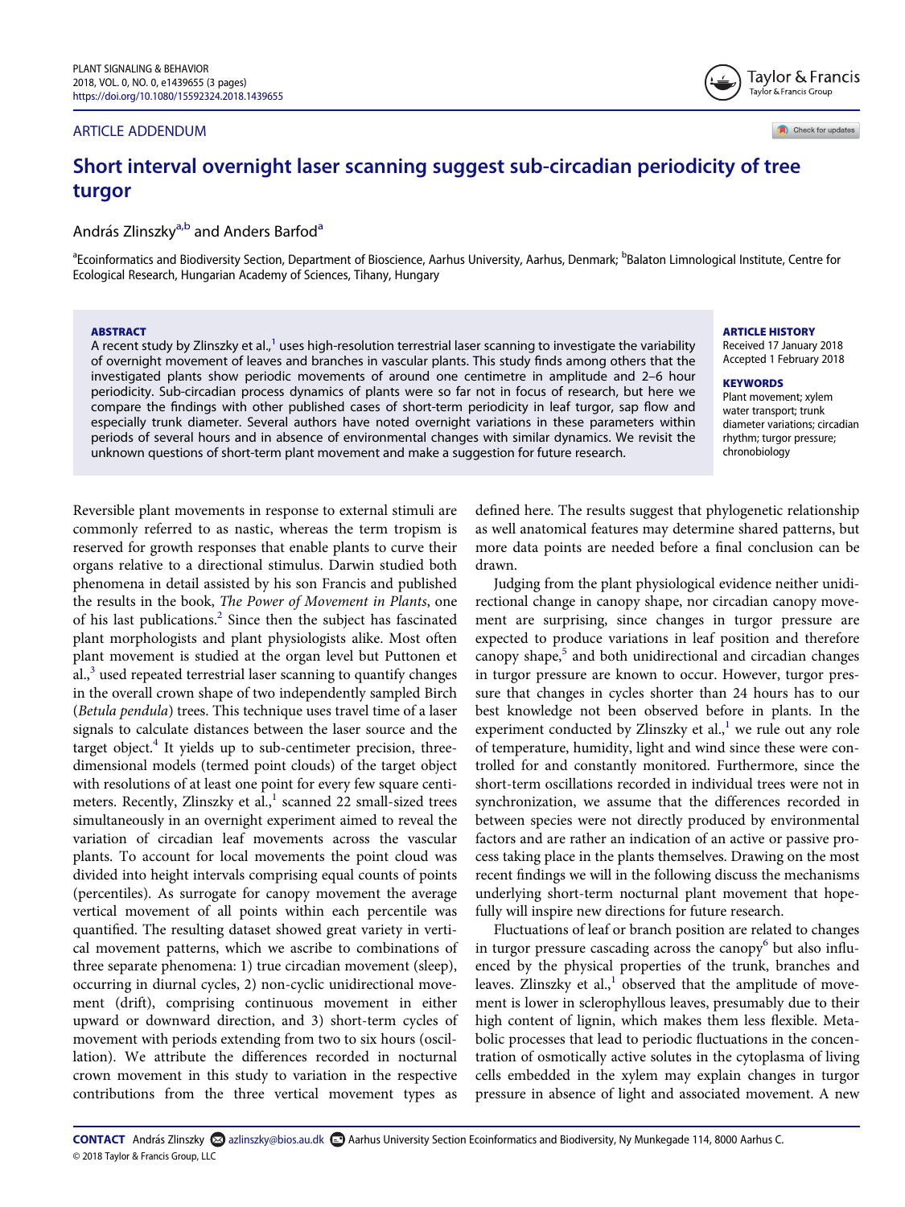ARTICLE ADDENDUM

# Short interval overnight laser scanning suggest sub-circadian periodicity of tree turgor

András Zlinszky[a,b] and Anders Barfod[a]

[a]Ecoinformatics and Biodiversity Section, Department of Bioscience, Aarhus University, Aarhus, Denmark; [b]Balaton Limnological Institute, Centre for Ecological Research, Hungarian Academy of Sciences, Tihany, Hungary

### ABSTRACT

A recent study by Zlinszky et al.,[1] uses high-resolution terrestrial laser scanning to investigate the variability of overnight movement of leaves and branches in vascular plants. This study finds among others that the investigated plants show periodic movements of around one centimetre in amplitude and 2–6 hour periodicity. Sub-circadian process dynamics of plants were so far not in focus of research, but here we compare the findings with other published cases of short-term periodicity in leaf turgor, sap flow and especially trunk diameter. Several authors have noted overnight variations in these parameters within periods of several hours and in absence of environmental changes with similar dynamics. We revisit the unknown questions of short-term plant movement and make a suggestion for future research.

### ARTICLE HISTORY

Received 17 January 2018
Accepted 1 February 2018

### KEYWORDS

Plant movement; xylem water transport; trunk diameter variations; circadian rhythm; turgor pressure; chronobiology

Reversible plant movements in response to external stimuli are commonly referred to as nastic, whereas the term tropism is reserved for growth responses that enable plants to curve their organs relative to a directional stimulus. Darwin studied both phenomena in detail assisted by his son Francis and published the results in the book, *The Power of Movement in Plants*, one of his last publications.[2] Since then the subject has fascinated plant morphologists and plant physiologists alike. Most often plant movement is studied at the organ level but Puttonen et al.,[3] used repeated terrestrial laser scanning to quantify changes in the overall crown shape of two independently sampled Birch (*Betula pendula*) trees. This technique uses travel time of a laser signals to calculate distances between the laser source and the target object.[4] It yields up to sub-centimeter precision, three-dimensional models (termed point clouds) of the target object with resolutions of at least one point for every few square centimeters. Recently, Zlinszky et al.,[1] scanned 22 small-sized trees simultaneously in an overnight experiment aimed to reveal the variation of circadian leaf movements across the vascular plants. To account for local movements the point cloud was divided into height intervals comprising equal counts of points (percentiles). As surrogate for canopy movement the average vertical movement of all points within each percentile was quantified. The resulting dataset showed great variety in vertical movement patterns, which we ascribe to combinations of three separate phenomena: 1) true circadian movement (sleep), occurring in diurnal cycles, 2) non-cyclic unidirectional movement (drift), comprising continuous movement in either upward or downward direction, and 3) short-term cycles of movement with periods extending from two to six hours (oscillation). We attribute the differences recorded in nocturnal crown movement in this study to variation in the respective contributions from the three vertical movement types as defined here. The results suggest that phylogenetic relationship as well anatomical features may determine shared patterns, but more data points are needed before a final conclusion can be drawn.

Judging from the plant physiological evidence neither unidirectional change in canopy shape, nor circadian canopy movement are surprising, since changes in turgor pressure are expected to produce variations in leaf position and therefore canopy shape,[5] and both unidirectional and circadian changes in turgor pressure are known to occur. However, turgor pressure that changes in cycles shorter than 24 hours has to our best knowledge not been observed before in plants. In the experiment conducted by Zlinszky et al.,[1] we rule out any role of temperature, humidity, light and wind since these were controlled for and constantly monitored. Furthermore, since the short-term oscillations recorded in individual trees were not in synchronization, we assume that the differences recorded in between species were not directly produced by environmental factors and are rather an indication of an active or passive process taking place in the plants themselves. Drawing on the most recent findings we will in the following discuss the mechanisms underlying short-term nocturnal plant movement that hopefully will inspire new directions for future research.

Fluctuations of leaf or branch position are related to changes in turgor pressure cascading across the canopy[6] but also influenced by the physical properties of the trunk, branches and leaves. Zlinszky et al.,[1] observed that the amplitude of movement is lower in sclerophyllous leaves, presumably due to their high content of lignin, which makes them less flexible. Metabolic processes that lead to periodic fluctuations in the concentration of osmotically active solutes in the cytoplasm of living cells embedded in the xylem may explain changes in turgor pressure in absence of light and associated movement. A new

**CONTACT** András Zlinszky azlinszky@bios.au.dk Aarhus University Section Ecoinformatics and Biodiversity, Ny Munkegade 114, 8000 Aarhus C.
© 2018 Taylor & Francis Group, LLC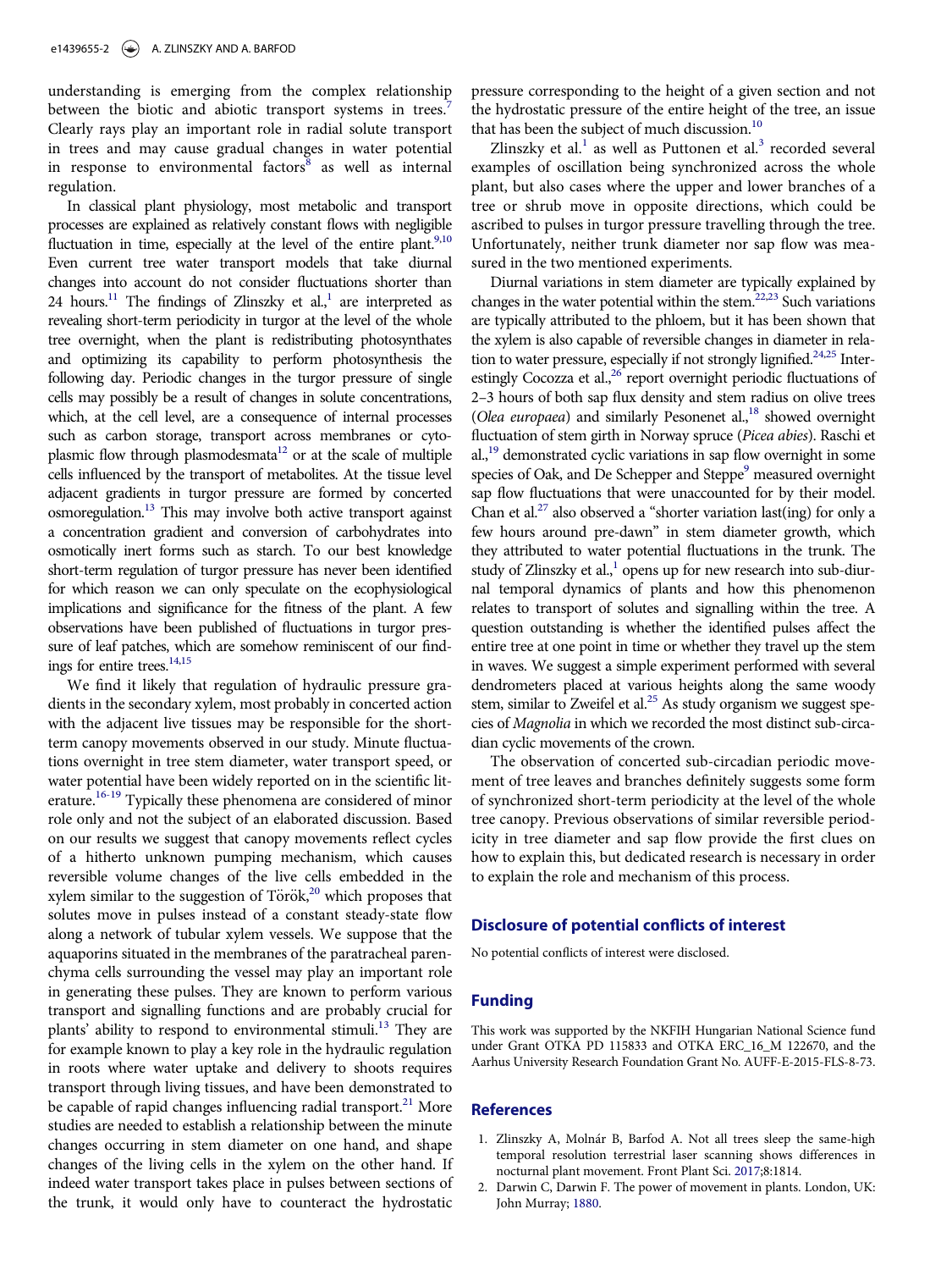understanding is emerging from the complex relationship between the biotic and abiotic transport systems in trees.[7] Clearly rays play an important role in radial solute transport in trees and may cause gradual changes in water potential in response to environmental factors[8] as well as internal regulation.

In classical plant physiology, most metabolic and transport processes are explained as relatively constant flows with negligible fluctuation in time, especially at the level of the entire plant.[9,10] Even current tree water transport models that take diurnal changes into account do not consider fluctuations shorter than 24 hours.[11] The findings of Zlinszky et al.,[1] are interpreted as revealing short-term periodicity in turgor at the level of the whole tree overnight, when the plant is redistributing photosynthates and optimizing its capability to perform photosynthesis the following day. Periodic changes in the turgor pressure of single cells may possibly be a result of changes in solute concentrations, which, at the cell level, are a consequence of internal processes such as carbon storage, transport across membranes or cytoplasmic flow through plasmodesmata[12] or at the scale of multiple cells influenced by the transport of metabolites. At the tissue level adjacent gradients in turgor pressure are formed by concerted osmoregulation.[13] This may involve both active transport against a concentration gradient and conversion of carbohydrates into osmotically inert forms such as starch. To our best knowledge short-term regulation of turgor pressure has never been identified for which reason we can only speculate on the ecophysiological implications and significance for the fitness of the plant. A few observations have been published of fluctuations in turgor pressure of leaf patches, which are somehow reminiscent of our findings for entire trees.[14,15]

We find it likely that regulation of hydraulic pressure gradients in the secondary xylem, most probably in concerted action with the adjacent live tissues may be responsible for the short-term canopy movements observed in our study. Minute fluctuations overnight in tree stem diameter, water transport speed, or water potential have been widely reported on in the scientific literature.[16-19] Typically these phenomena are considered of minor role only and not the subject of an elaborated discussion. Based on our results we suggest that canopy movements reflect cycles of a hitherto unknown pumping mechanism, which causes reversible volume changes of the live cells embedded in the xylem similar to the suggestion of Török,[20] which proposes that solutes move in pulses instead of a constant steady-state flow along a network of tubular xylem vessels. We suppose that the aquaporins situated in the membranes of the paratracheal parenchyma cells surrounding the vessel may play an important role in generating these pulses. They are known to perform various transport and signalling functions and are probably crucial for plants' ability to respond to environmental stimuli.[13] They are for example known to play a key role in the hydraulic regulation in roots where water uptake and delivery to shoots requires transport through living tissues, and have been demonstrated to be capable of rapid changes influencing radial transport.[21] More studies are needed to establish a relationship between the minute changes occurring in stem diameter on one hand, and shape changes of the living cells in the xylem on the other hand. If indeed water transport takes place in pulses between sections of the trunk, it would only have to counteract the hydrostatic pressure corresponding to the height of a given section and not the hydrostatic pressure of the entire height of the tree, an issue that has been the subject of much discussion.[10]

Zlinszky et al.[1] as well as Puttonen et al.[3] recorded several examples of oscillation being synchronized across the whole plant, but also cases where the upper and lower branches of a tree or shrub move in opposite directions, which could be ascribed to pulses in turgor pressure travelling through the tree. Unfortunately, neither trunk diameter nor sap flow was measured in the two mentioned experiments.

Diurnal variations in stem diameter are typically explained by changes in the water potential within the stem.[22,23] Such variations are typically attributed to the phloem, but it has been shown that the xylem is also capable of reversible changes in diameter in relation to water pressure, especially if not strongly lignified.[24,25] Interestingly Cocozza et al.,[26] report overnight periodic fluctuations of 2–3 hours of both sap flux density and stem radius on olive trees (*Olea europaea*) and similarly Pesonenet al.,[18] showed overnight fluctuation of stem girth in Norway spruce (*Picea abies*). Raschi et al.,[19] demonstrated cyclic variations in sap flow overnight in some species of Oak, and De Schepper and Steppe[9] measured overnight sap flow fluctuations that were unaccounted for by their model. Chan et al.[27] also observed a "shorter variation last(ing) for only a few hours around pre-dawn" in stem diameter growth, which they attributed to water potential fluctuations in the trunk. The study of Zlinszky et al.,[1] opens up for new research into sub-diurnal temporal dynamics of plants and how this phenomenon relates to transport of solutes and signalling within the tree. A question outstanding is whether the identified pulses affect the entire tree at one point in time or whether they travel up the stem in waves. We suggest a simple experiment performed with several dendrometers placed at various heights along the same woody stem, similar to Zweifel et al.[25] As study organism we suggest species of *Magnolia* in which we recorded the most distinct sub-circadian cyclic movements of the crown.

The observation of concerted sub-circadian periodic movement of tree leaves and branches definitely suggests some form of synchronized short-term periodicity at the level of the whole tree canopy. Previous observations of similar reversible periodicity in tree diameter and sap flow provide the first clues on how to explain this, but dedicated research is necessary in order to explain the role and mechanism of this process.

## Disclosure of potential conflicts of interest

No potential conflicts of interest were disclosed.

## Funding

This work was supported by the NKFIH Hungarian National Science fund under Grant OTKA PD 115833 and OTKA ERC_16_M 122670, and the Aarhus University Research Foundation Grant No. AUFF-E-2015-FLS-8-73.

## References

1. Zlinszky A, Molnár B, Barfod A. Not all trees sleep the same-high temporal resolution terrestrial laser scanning shows differences in nocturnal plant movement. Front Plant Sci. 2017;8:1814.
2. Darwin C, Darwin F. The power of movement in plants. London, UK: John Murray; 1880.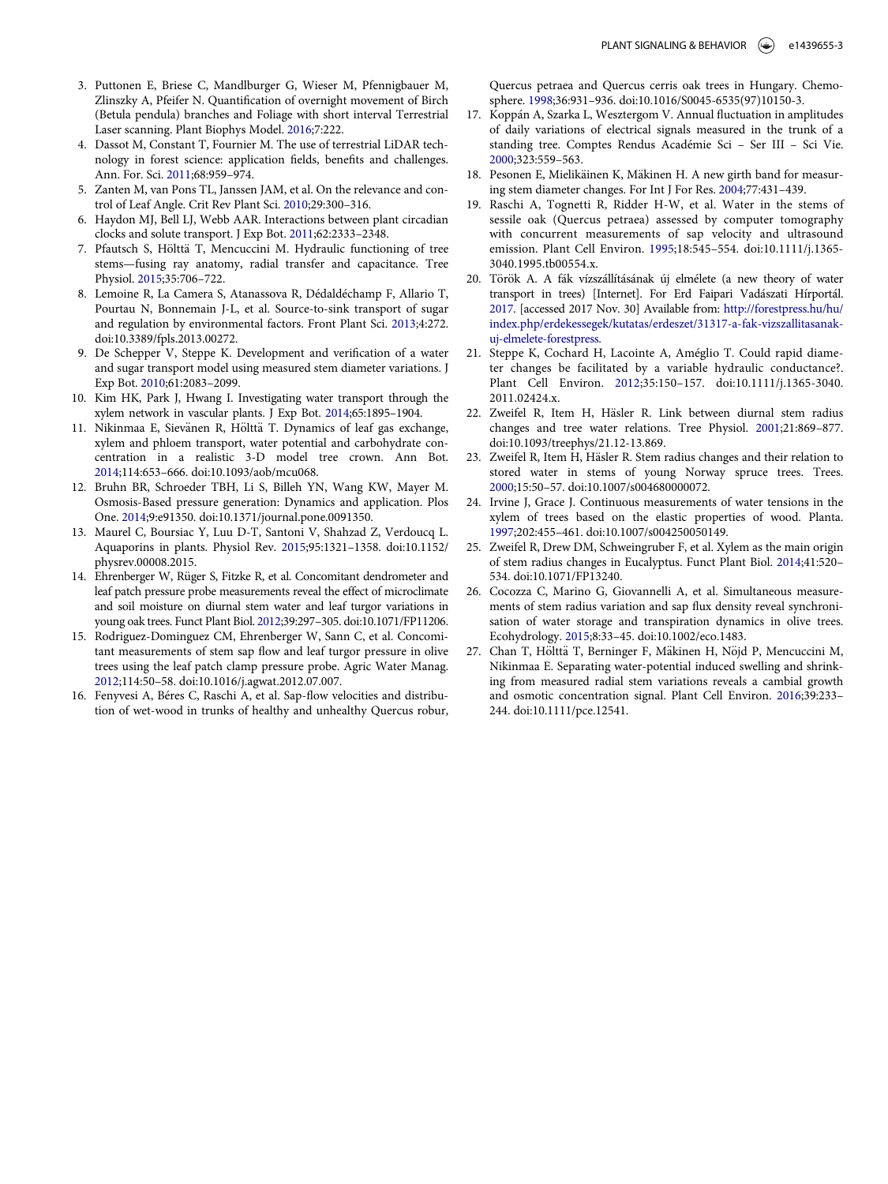3. Puttonen E, Briese C, Mandlburger G, Wieser M, Pfennigbauer M, Zlinszky A, Pfeifer N. Quantification of overnight movement of Birch (Betula pendula) branches and Foliage with short interval Terrestrial Laser scanning. Plant Biophys Model. 2016;7:222.
4. Dassot M, Constant T, Fournier M. The use of terrestrial LiDAR technology in forest science: application fields, benefits and challenges. Ann. For. Sci. 2011;68:959–974.
5. Zanten M, van Pons TL, Janssen JAM, et al. On the relevance and control of Leaf Angle. Crit Rev Plant Sci. 2010;29:300–316.
6. Haydon MJ, Bell LJ, Webb AAR. Interactions between plant circadian clocks and solute transport. J Exp Bot. 2011;62:2333–2348.
7. Pfautsch S, Hölttä T, Mencuccini M. Hydraulic functioning of tree stems—fusing ray anatomy, radial transfer and capacitance. Tree Physiol. 2015;35:706–722.
8. Lemoine R, La Camera S, Atanassova R, Dédaldéchamp F, Allario T, Pourtau N, Bonnemain J-L, et al. Source-to-sink transport of sugar and regulation by environmental factors. Front Plant Sci. 2013;4:272. doi:10.3389/fpls.2013.00272.
9. De Schepper V, Steppe K. Development and verification of a water and sugar transport model using measured stem diameter variations. J Exp Bot. 2010;61:2083–2099.
10. Kim HK, Park J, Hwang I. Investigating water transport through the xylem network in vascular plants. J Exp Bot. 2014;65:1895–1904.
11. Nikinmaa E, Sievänen R, Hölttä T. Dynamics of leaf gas exchange, xylem and phloem transport, water potential and carbohydrate concentration in a realistic 3-D model tree crown. Ann Bot. 2014;114:653–666. doi:10.1093/aob/mcu068.
12. Bruhn BR, Schroeder TBH, Li S, Billeh YN, Wang KW, Mayer M. Osmosis-Based pressure generation: Dynamics and application. Plos One. 2014;9:e91350. doi:10.1371/journal.pone.0091350.
13. Maurel C, Boursiac Y, Luu D-T, Santoni V, Shahzad Z, Verdoucq L. Aquaporins in plants. Physiol Rev. 2015;95:1321–1358. doi:10.1152/physrev.00008.2015.
14. Ehrenberger W, Rüger S, Fitzke R, et al. Concomitant dendrometer and leaf patch pressure probe measurements reveal the effect of microclimate and soil moisture on diurnal stem water and leaf turgor variations in young oak trees. Funct Plant Biol. 2012;39:297–305. doi:10.1071/FP11206.
15. Rodriguez-Dominguez CM, Ehrenberger W, Sann C, et al. Concomitant measurements of stem sap flow and leaf turgor pressure in olive trees using the leaf patch clamp pressure probe. Agric Water Manag. 2012;114:50–58. doi:10.1016/j.agwat.2012.07.007.
16. Fenyvesi A, Béres C, Raschi A, et al. Sap-flow velocities and distribution of wet-wood in trunks of healthy and unhealthy Quercus robur, Quercus petraea and Quercus cerris oak trees in Hungary. Chemosphere. 1998;36:931–936. doi:10.1016/S0045-6535(97)10150-3.
17. Koppán A, Szarka L, Wesztergom V. Annual fluctuation in amplitudes of daily variations of electrical signals measured in the trunk of a standing tree. Comptes Rendus Académie Sci – Ser III – Sci Vie. 2000;323:559–563.
18. Pesonen E, Mielikäinen K, Mäkinen H. A new girth band for measuring stem diameter changes. For Int J For Res. 2004;77:431–439.
19. Raschi A, Tognetti R, Ridder H-W, et al. Water in the stems of sessile oak (Quercus petraea) assessed by computer tomography with concurrent measurements of sap velocity and ultrasound emission. Plant Cell Environ. 1995;18:545–554. doi:10.1111/j.1365-3040.1995.tb00554.x.
20. Török A. A fák vízszállításának új elmélete (a new theory of water transport in trees) [Internet]. For Erd Faipari Vadászati Hírportál. 2017. [accessed 2017 Nov. 30] Available from: http://forestpress.hu/hu/index.php/erdekessegek/kutatas/erdeszet/31317-a-fak-vizszallitasanak-uj-elmelete-forestpress.
21. Steppe K, Cochard H, Lacointe A, Améglio T. Could rapid diameter changes be facilitated by a variable hydraulic conductance?. Plant Cell Environ. 2012;35:150–157. doi:10.1111/j.1365-3040.2011.02424.x.
22. Zweifel R, Item H, Häsler R. Link between diurnal stem radius changes and tree water relations. Tree Physiol. 2001;21:869–877. doi:10.1093/treephys/21.12-13.869.
23. Zweifel R, Item H, Häsler R. Stem radius changes and their relation to stored water in stems of young Norway spruce trees. Trees. 2000;15:50–57. doi:10.1007/s004680000072.
24. Irvine J, Grace J. Continuous measurements of water tensions in the xylem of trees based on the elastic properties of wood. Planta. 1997;202:455–461. doi:10.1007/s004250050149.
25. Zweifel R, Drew DM, Schweingruber F, et al. Xylem as the main origin of stem radius changes in Eucalyptus. Funct Plant Biol. 2014;41:520–534. doi:10.1071/FP13240.
26. Cocozza C, Marino G, Giovannelli A, et al. Simultaneous measurements of stem radius variation and sap flux density reveal synchronisation of water storage and transpiration dynamics in olive trees. Ecohydrology. 2015;8:33–45. doi:10.1002/eco.1483.
27. Chan T, Hölttä T, Berninger F, Mäkinen H, Nöjd P, Mencuccini M, Nikinmaa E. Separating water-potential induced swelling and shrinking from measured radial stem variations reveals a cambial growth and osmotic concentration signal. Plant Cell Environ. 2016;39:233–244. doi:10.1111/pce.12541.